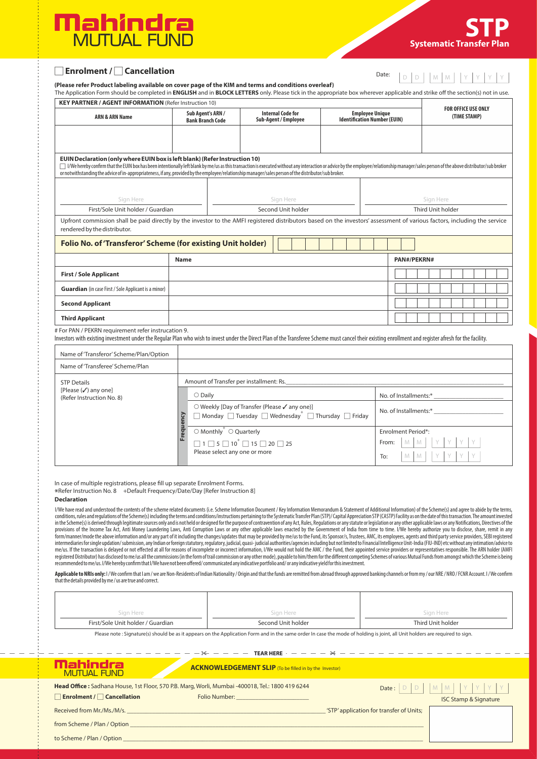# Mahindra MUTUAL FUND

## STP
**Systematic Transfer Plan**

☐ **Enrolment** / ☐ **Cancellation**

Date: D D M M Y Y Y Y

**(Please refer Product labeling available on cover page of the KIM and terms and conditions overleaf)**

The Application Form should be completed in **ENGLISH** and in **BLOCK LETTERS** only. Please tick in the appropriate box wherever applicable and strike off the section(s) not in use.

**KEY PARTNER / AGENT INFORMATION** (Refer Instruction 10)

| ARN & ARN Name | Sub Agent's ARN / Bank Branch Code | Internal Code for Sub-Agent / Employee | Employee Unique Identification Number (EUIN) | FOR OFFICE USE ONLY (TIME STAMP) |
|---|---|---|---|---|
| | | | | |

**EUIN Declaration (only where EUIN box is left blank) (Refer Instruction 10)**

☐ I/We hereby confirm that the EUIN box has been intentionally left blank by me/us as this transaction is executed without any interaction or advice by the employee/relationship manager/sales person of the above distributor/sub broker or notwithstanding the advice of in-appropriateness, if any, provided by the employee/relationship manager/sales person of the distributor/sub broker.

| Sign Here | Sign Here | Sign Here |
|---|---|---|
| First/Sole Unit holder / Guardian | Second Unit holder | Third Unit holder |

Upfront commission shall be paid directly by the investor to the AMFI registered distributors based on the investors' assessment of various factors, including the service rendered by the distributor.

**Folio No. of 'Transferor' Scheme (for existing Unit holder)**

| | Name | PAN#/PEKRN# |
|---|---|---|
| **First / Sole Applicant** | | |
| **Guardian** (in case First / Sole Applicant is a minor) | | |
| **Second Applicant** | | |
| **Third Applicant** | | |

# For PAN / PEKRN requirement refer instrucation 9.

Investors with existing investment under the Regular Plan who wish to invest under the Direct Plan of the Transferee Scheme must cancel their existing enrollment and register afresh for the facility.

| Name of 'Transferor' Scheme/Plan/Option | | |
|---|---|---|
| Name of 'Transferee' Scheme/Plan | | |
| STP Details [Please (✓) any one] (Refer Instruction No. 8) | Amount of Transfer per installment: Rs. | |
| | **Frequency** ○ Daily | No. of Installments:* |
| | ○ Weekly [Day of Transfer (Please ✓ any one)] ☐ Monday ☐ Tuesday ☐ Wednesday+ ☐ Thursday ☐ Friday | No. of Installments:* |
| | ○ Monthly+ ○ Quarterly ☐ 1 ☐ 5 ☐ 10+ ☐ 15 ☐ 20 ☐ 25 Please select any one or more | Enrolment Period*: From: M M Y Y Y Y To: M M Y Y Y Y |

In case of multiple registrations, please fill up separate Enrolment Forms.

*Refer Instruction No. 8 +Default Frequency/Date/Day [Refer Instruction 8]

**Declaration**

I/We have read and understood the contents of the scheme related documents (i.e. Scheme Information Document / Key Information Memorandum & Statement of Additional Information) of the Scheme(s) and agree to abide by the terms, conditions, rules and regulations of the Scheme(s) including the terms and conditions/instructions pertaining to the Systematic Transfer Plan (STP)/ Capital Appreciation STP (CASTP) Facility as on the date of this transaction. The amount invested in the Scheme(s) is derived through legitimate sources only and is not held or designed for the purpose of contravention of any Act, Rules, Regulations or any statute or legislation or any other applicable laws or any Notifications, Directives of the provisions of the Income Tax Act, Anti Money Laundering Laws, Anti Corruption Laws or any other applicable laws enacted by the Government of India from time to time. I/We hereby authorize you to disclose, share, remit in any form/manner/mode the above information and/or any part of it including the changes/updates that may be provided by me/us to the Fund, its Sponsor/s, Trustees, AMC, its employees, agents and third party service providers, SEBI registered intermediaries for single updation/ submission, any Indian or foreign statutory, regulatory, judicial, quasi- judicial authorities/agencies including but not limited to Financial Intelligence Unit-India (FIU-IND) etc without any intimation/advice to me/us. If the transaction is delayed or not effected at all for reasons of incomplete or incorrect information, I/We would not hold the AMC / the Fund, their appointed service providers or representatives responsible. The ARN holder (AMFI registered Distributor) has disclosed to me/us all the commissions (in the form of trail commission or any other mode), payable to him/them for the different competing Schemes of various Mutual Funds from amongst which the Scheme is being recommended to me/us. I/We hereby confirm that I/We have not been offered/ communicated any indicative portfolio and/ or any indicative yield for this investment.

**Applicable to NRIs only:** I / We confirm that I am / we are Non-Residents of Indian Nationality / Origin and that the funds are remitted from abroad through approved banking channels or from my / our NRE / NRO / FCNR Account. I / We confirm that the details provided by me / us are true and correct.

| Sign Here | Sign Here | Sign Here |
|---|---|---|
| First/Sole Unit holder / Guardian | Second Unit holder | Third Unit holder |

Please note : Signature(s) should be as it appears on the Application Form and in the same order In case the mode of holding is joint, all Unit holders are required to sign.

---

TEAR HERE

---

**Mahindra MUTUAL FUND**

**ACKNOWLEDGEMENT SLIP** (To be filled in by the Investor)

**Head Office :** Sadhana House, 1st Floor, 570 P.B. Marg, Worli, Mumbai -400018, Tel.: 1800 419 6244

Date : D D M M Y Y Y Y

☐ **Enrolment** / ☐ **Cancellation** Folio Number: ______________________

ISC Stamp & Signature

Received from Mr./Ms./M/s. ______________________ 'STP' application for transfer of Units;

from Scheme / Plan / Option ______________________

to Scheme / Plan / Option ______________________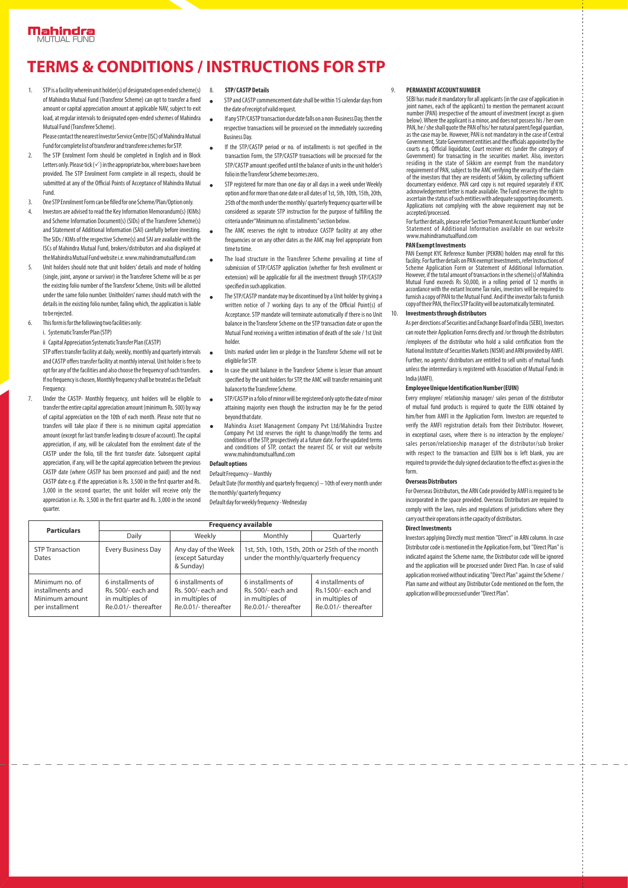# TERMS & CONDITIONS / INSTRUCTIONS FOR STP

1. STP is a facility wherein unit holder(s) of designated open ended scheme(s) of Mahindra Mutual Fund (Transferor Scheme) can opt to transfer a fixed amount or capital appreciation amount at applicable NAV, subject to exit load, at regular intervals to designated open-ended schemes of Mahindra Mutual Fund (Transferee Scheme).

   Please contact the nearest Investor Service Centre (ISC) of Mahindra Mutual Fund for complete list of transferor and transferee schemes for STP.

2. The STP Enrolment Form should be completed in English and in Block Letters only. Please tick (✓) in the appropriate box, where boxes have been provided. The STP Enrolment Form complete in all respects, should be submitted at any of the Official Points of Acceptance of Mahindra Mutual Fund.

3. One STP Enrolment Form can be filled for one Scheme/Plan/Option only.

4. Investors are advised to read the Key Information Memorandum(s) (KIMs) and Scheme Information Document(s) (SIDs) of the Transferee Scheme(s) and Statement of Additional Information (SAI) carefully before investing. The SIDs / KIMs of the respective Scheme(s) and SAI are available with the ISCs of Mahindra Mutual Fund, brokers/distributors and also displayed at the Mahindra Mutual Fund website i.e. www.mahindramutualfund.com

5. Unit holders should note that unit holders' details and mode of holding (single, joint, anyone or survivor) in the Transferee Scheme will be as per the existing folio number of the Transferor Scheme, Units will be allotted under the same folio number. Unitholders' names should match with the details in the existing folio number, failing which, the application is liable to be rejected.

6. This form is for the following two facilities only:

   i. Systematic Transfer Plan (STP)

   ii Capital Appreciation Systematic Transfer Plan (CASTP)

   STP offers transfer facility at daily, weekly, monthly and quarterly intervals and CASTP offers transfer facility at monthly interval. Unit holder is free to opt for any of the facilities and also choose the frequency of such transfers. If no frequency is chosen, Monthly frequency shall be treated as the Default Frequency.

7. Under the CASTP- Monthly frequency, unit holders will be eligible to transfer the entire capital appreciation amount (minimum Rs. 500) by way of capital appreciation on the 10th of each month. Please note that no transfers will take place if there is no minimum capital appreciation amount (except for last transfer leading to closure of account). The capital appreciation, if any, will be calculated from the enrolment date of the CASTP under the folio, till the first transfer date. Subsequent capital appreciation, if any, will be the capital appreciation between the previous CASTP date (where CASTP has been processed and paid) and the next CASTP date e.g. if the appreciation is Rs. 3,500 in the first quarter and Rs. 3,000 in the second quarter, the unit holder will receive only the appreciation i.e. Rs. 3,500 in the first quarter and Rs. 3,000 in the second quarter.

8. **STP/ CASTP Details**

   - STP and CASTP commencement date shall be within 15 calendar days from the date of receipt of valid request.
   - If any STP/CASTP transaction due date falls on a non-Business Day, then the respective transactions will be processed on the immediately succeeding Business Day.
   - If the STP/CASTP period or no. of installments is not specified in the transaction Form, the STP/CASTP transactions will be processed for the STP/CASTP amount specified until the balance of units in the unit holder's folio in the Transferor Scheme becomes zero..
   - STP registered for more than one day or all days in a week under Weekly option and for more than one date or all dates of 1st, 5th, 10th, 15th, 20th, 25th of the month under the monthly/ quarterly frequency quarter will be considered as separate STP instruction for the purpose of fulfilling the criteria under "Minimum no. of installments" section below.
   - The AMC reserves the right to introduce CASTP facility at any other frequencies or on any other dates as the AMC may feel appropriate from time to time.
   - The load structure in the Transferee Scheme prevailing at time of submission of STP/CASTP application (whether for fresh enrollment or extension) will be applicable for all the investment through STP/CASTP specified in such application.
   - The STP/CASTP mandate may be discontinued by a Unit holder by giving a written notice of 7 working days to any of the Official Point(s) of Acceptance. STP mandate will terminate automatically if there is no Unit balance in the Transferor Scheme on the STP transaction date or upon the Mutual Fund receiving a written intimation of death of the sole / 1st Unit holder.
   - Units marked under lien or pledge in the Transferor Scheme will not be eligible for STP.
   - In case the unit balance in the Transferor Scheme is lesser than amount specified by the unit holders for STP, the AMC will transfer remaining unit balance to the Transferee Scheme.
   - STP/CASTP in a folio of minor will be registered only upto the date of minor attaining majority even though the instruction may be for the period beyond that date.
   - Mahindra Asset Management Company Pvt Ltd/Mahindra Trustee Company Pvt Ltd reserves the right to change/modify the terms and conditions of the STP, prospectively at a future date. For the updated terms and conditions of STP, contact the nearest ISC or visit our website www.mahindramutualfund.com

   **Default options**

   Default Frequency – Monthly

   Default Date (for monthly and quarterly frequency) – 10th of every month under the monthly/ quarterly frequency

   Default day for weekly frequency - Wednesday

9. **PERMANENT ACCOUNT NUMBER**

   SEBI has made it mandatory for all applicants (in the case of application in joint names, each of the applicants) to mention the permanent account number (PAN) irrespective of the amount of investment (except as given below). Where the applicant is a minor, and does not possess his / her own PAN, he / she shall quote the PAN of his/ her natural parent/legal guardian, as the case may be. However, PAN is not mandatory in the case of Central Government, State Government entities and the officials appointed by the courts e.g. Official liquidator, Court receiver etc (under the category of Government) for transacting in the securities market. Also, investors residing in the state of Sikkim are exempt from the mandatory requirement of PAN, subject to the AMC verifying the veracity of the claim of the investors that they are residents of Sikkim, by collecting sufficient documentary evidence. PAN card copy is not required separately if KYC acknowledgement letter is made available. The Fund reserves the right to ascertain the status of such entities with adequate supporting documents. Applications not complying with the above requirement may not be accepted/processed.

   For further details, please refer Section 'Permanent Account Number' under Statement of Additional Information available on our website www.mahindramutualfund.com

   **PAN Exempt Investments**

   PAN Exempt KYC Reference Number (PEKRN) holders may enroll for this facility. For further details on PAN exempt Investments, refer Instructions of Scheme Application Form or Statement of Additional Information. However, if the total amount of transactions in the scheme(s) of Mahindra Mutual Fund exceeds Rs 50,000, in a rolling period of 12 months in accordance with the extant Income Tax rules, investors will be required to furnish a copy of PAN to the Mutual Fund. And if the investor fails to furnish copy of their PAN, the Flex STP facility will be automatically terminated.

10. **Investments through distributors**

    As per directions of Securities and Exchange Board of India (SEBI), Investors can route their Application Forms directly and /or through the distributors /employees of the distributor who hold a valid certification from the National Institute of Securities Markets (NISM) and ARN provided by AMFI. Further, no agents/ distributors are entitled to sell units of mutual funds unless the intermediary is registered with Association of Mutual Funds in India (AMFI).

    **Employee Unique Identification Number (EUIN)**

    Every employee/ relationship manager/ sales person of the distributor of mutual fund products is required to quote the EUIN obtained by him/her from AMFI in the Application Form. Investors are requested to verify the AMFI registration details from their Distributor. However, in exceptional cases, where there is no interaction by the employee/ sales person/relationship manager of the distributor/sub broker with respect to the transaction and EUIN box is left blank, you are required to provide the duly signed declaration to the effect as given in the form.

    **Overseas Distributors**

    For Overseas Distributors, the ARN Code provided by AMFI is required to be incorporated in the space provided. Overseas Distributors are required to comply with the laws, rules and regulations of jurisdictions where they carry out their operations in the capacity of distributors.

    **Direct Investments**

    Investors applying Directly must mention "Direct" in ARN column. In case Distributor code is mentioned in the Application Form, but "Direct Plan" is indicated against the Scheme name, the Distributor code will be ignored and the application will be processed under Direct Plan. In case of valid application received without indicating "Direct Plan" against the Scheme / Plan name and without any Distributor Code mentioned on the form, the application will be processed under "Direct Plan".

| Particulars | Frequency available | | | |
|---|---|---|---|---|
| | Daily | Weekly | Monthly | Quarterly |
| STP Transaction Dates | Every Business Day | Any day of the Week (except Saturday & Sunday) | 1st, 5th, 10th, 15th, 20th or 25th of the month under the monthly/quarterly frequency | |
| Minimum no. of installments and Minimum amount per installment | 6 installments of Rs. 500/- each and in multiples of Re.0.01/- thereafter | 6 installments of Rs. 500/- each and in multiples of Re.0.01/- thereafter | 6 installments of Rs. 500/- each and in multiples of Re.0.01/- thereafter | 4 installments of Rs.1500/- each and in multiples of Re.0.01/- thereafter |